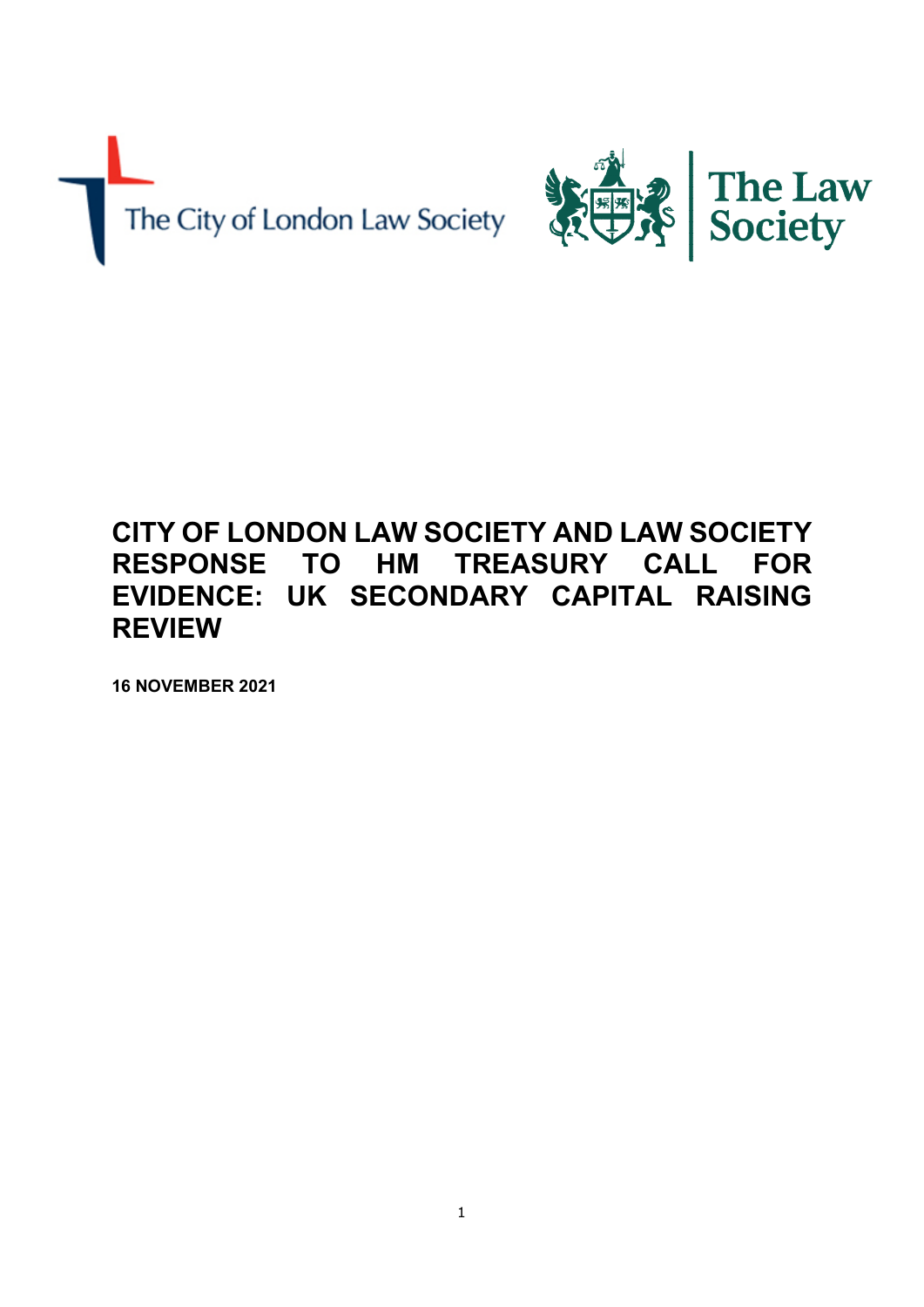The City of London Law Society

The Law Society

# CITY OF LONDON LAW SOCIETY AND LAW SOCIETY RESPONSE TO HM TREASURY CALL FOR EVIDENCE: UK SECONDARY CAPITAL RAISING REVIEW

**16 NOVEMBER 2021**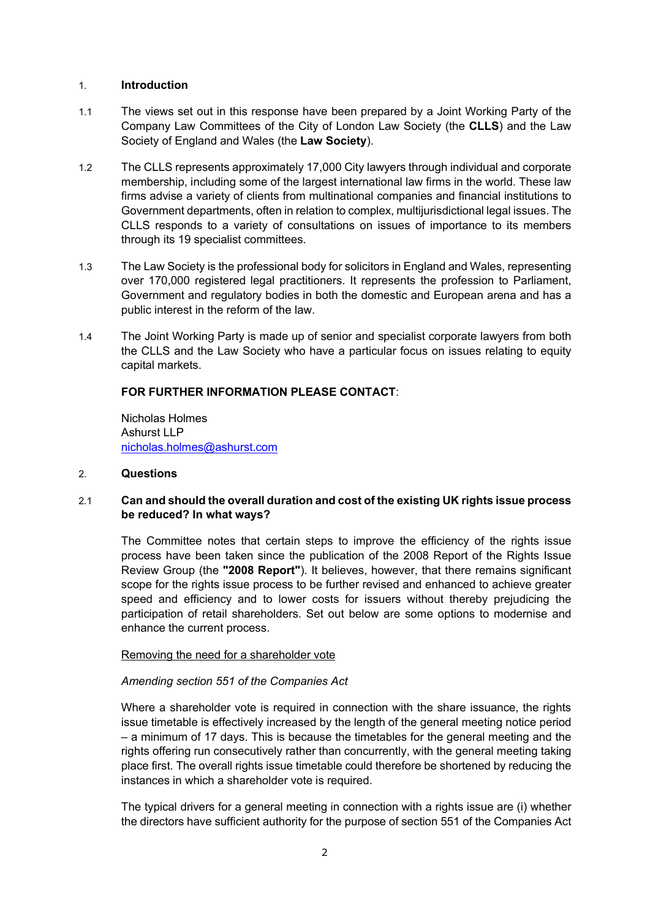## 1. Introduction

1.1 The views set out in this response have been prepared by a Joint Working Party of the Company Law Committees of the City of London Law Society (the **CLLS**) and the Law Society of England and Wales (the **Law Society**).

1.2 The CLLS represents approximately 17,000 City lawyers through individual and corporate membership, including some of the largest international law firms in the world. These law firms advise a variety of clients from multinational companies and financial institutions to Government departments, often in relation to complex, multijurisdictional legal issues. The CLLS responds to a variety of consultations on issues of importance to its members through its 19 specialist committees.

1.3 The Law Society is the professional body for solicitors in England and Wales, representing over 170,000 registered legal practitioners. It represents the profession to Parliament, Government and regulatory bodies in both the domestic and European arena and has a public interest in the reform of the law.

1.4 The Joint Working Party is made up of senior and specialist corporate lawyers from both the CLLS and the Law Society who have a particular focus on issues relating to equity capital markets.

**FOR FURTHER INFORMATION PLEASE CONTACT**:

Nicholas Holmes
Ashurst LLP
nicholas.holmes@ashurst.com

## 2. Questions

### 2.1 Can and should the overall duration and cost of the existing UK rights issue process be reduced? In what ways?

The Committee notes that certain steps to improve the efficiency of the rights issue process have been taken since the publication of the 2008 Report of the Rights Issue Review Group (the **"2008 Report"**). It believes, however, that there remains significant scope for the rights issue process to be further revised and enhanced to achieve greater speed and efficiency and to lower costs for issuers without thereby prejudicing the participation of retail shareholders. Set out below are some options to modernise and enhance the current process.

Removing the need for a shareholder vote

*Amending section 551 of the Companies Act*

Where a shareholder vote is required in connection with the share issuance, the rights issue timetable is effectively increased by the length of the general meeting notice period – a minimum of 17 days. This is because the timetables for the general meeting and the rights offering run consecutively rather than concurrently, with the general meeting taking place first. The overall rights issue timetable could therefore be shortened by reducing the instances in which a shareholder vote is required.

The typical drivers for a general meeting in connection with a rights issue are (i) whether the directors have sufficient authority for the purpose of section 551 of the Companies Act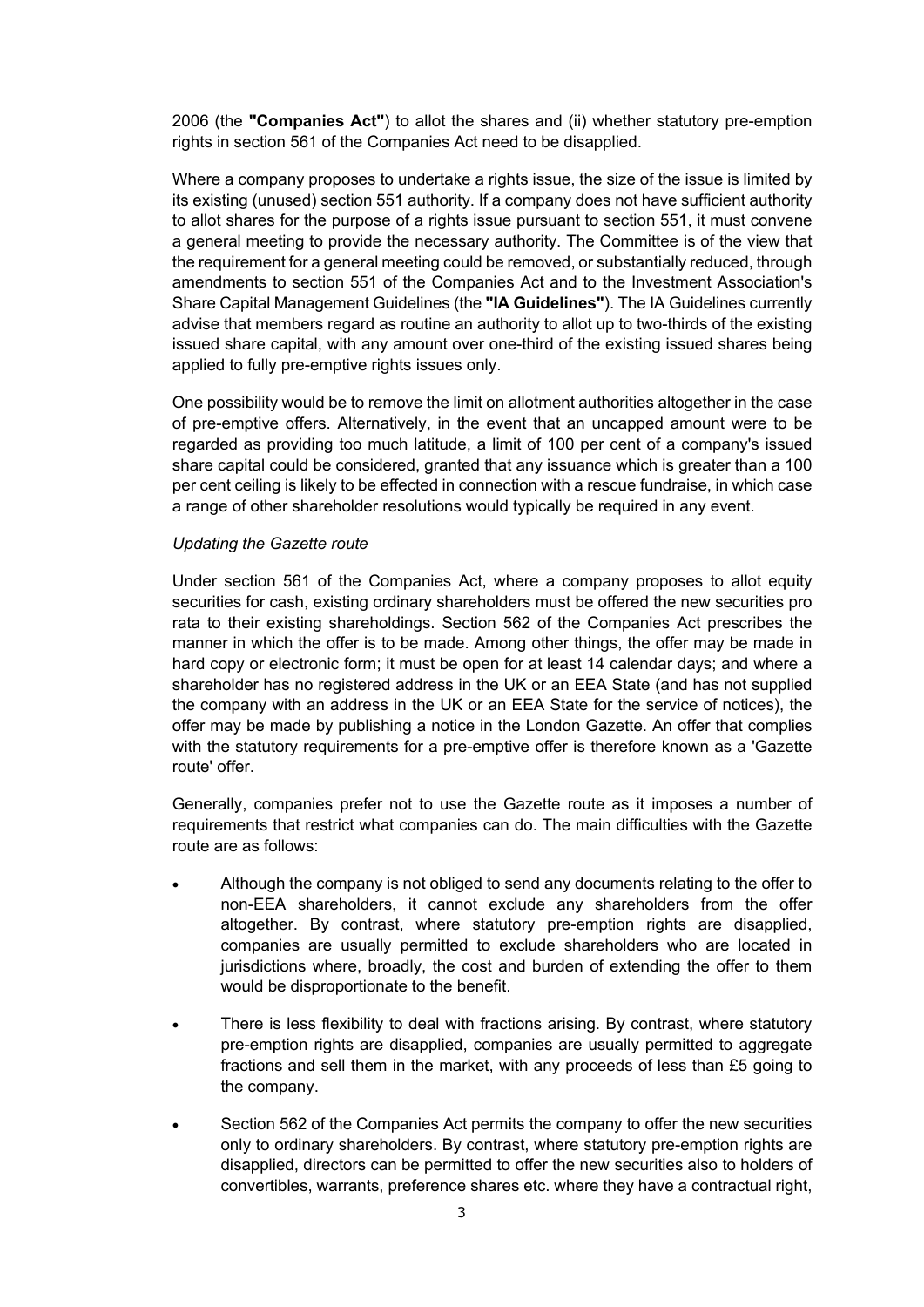2006 (the **"Companies Act"**) to allot the shares and (ii) whether statutory pre-emption rights in section 561 of the Companies Act need to be disapplied.

Where a company proposes to undertake a rights issue, the size of the issue is limited by its existing (unused) section 551 authority. If a company does not have sufficient authority to allot shares for the purpose of a rights issue pursuant to section 551, it must convene a general meeting to provide the necessary authority. The Committee is of the view that the requirement for a general meeting could be removed, or substantially reduced, through amendments to section 551 of the Companies Act and to the Investment Association's Share Capital Management Guidelines (the **"IA Guidelines"**). The IA Guidelines currently advise that members regard as routine an authority to allot up to two-thirds of the existing issued share capital, with any amount over one-third of the existing issued shares being applied to fully pre-emptive rights issues only.

One possibility would be to remove the limit on allotment authorities altogether in the case of pre-emptive offers. Alternatively, in the event that an uncapped amount were to be regarded as providing too much latitude, a limit of 100 per cent of a company's issued share capital could be considered, granted that any issuance which is greater than a 100 per cent ceiling is likely to be effected in connection with a rescue fundraise, in which case a range of other shareholder resolutions would typically be required in any event.

*Updating the Gazette route*

Under section 561 of the Companies Act, where a company proposes to allot equity securities for cash, existing ordinary shareholders must be offered the new securities pro rata to their existing shareholdings. Section 562 of the Companies Act prescribes the manner in which the offer is to be made. Among other things, the offer may be made in hard copy or electronic form; it must be open for at least 14 calendar days; and where a shareholder has no registered address in the UK or an EEA State (and has not supplied the company with an address in the UK or an EEA State for the service of notices), the offer may be made by publishing a notice in the London Gazette. An offer that complies with the statutory requirements for a pre-emptive offer is therefore known as a 'Gazette route' offer.

Generally, companies prefer not to use the Gazette route as it imposes a number of requirements that restrict what companies can do. The main difficulties with the Gazette route are as follows:

- Although the company is not obliged to send any documents relating to the offer to non-EEA shareholders, it cannot exclude any shareholders from the offer altogether. By contrast, where statutory pre-emption rights are disapplied, companies are usually permitted to exclude shareholders who are located in jurisdictions where, broadly, the cost and burden of extending the offer to them would be disproportionate to the benefit.
- There is less flexibility to deal with fractions arising. By contrast, where statutory pre-emption rights are disapplied, companies are usually permitted to aggregate fractions and sell them in the market, with any proceeds of less than £5 going to the company.
- Section 562 of the Companies Act permits the company to offer the new securities only to ordinary shareholders. By contrast, where statutory pre-emption rights are disapplied, directors can be permitted to offer the new securities also to holders of convertibles, warrants, preference shares etc. where they have a contractual right,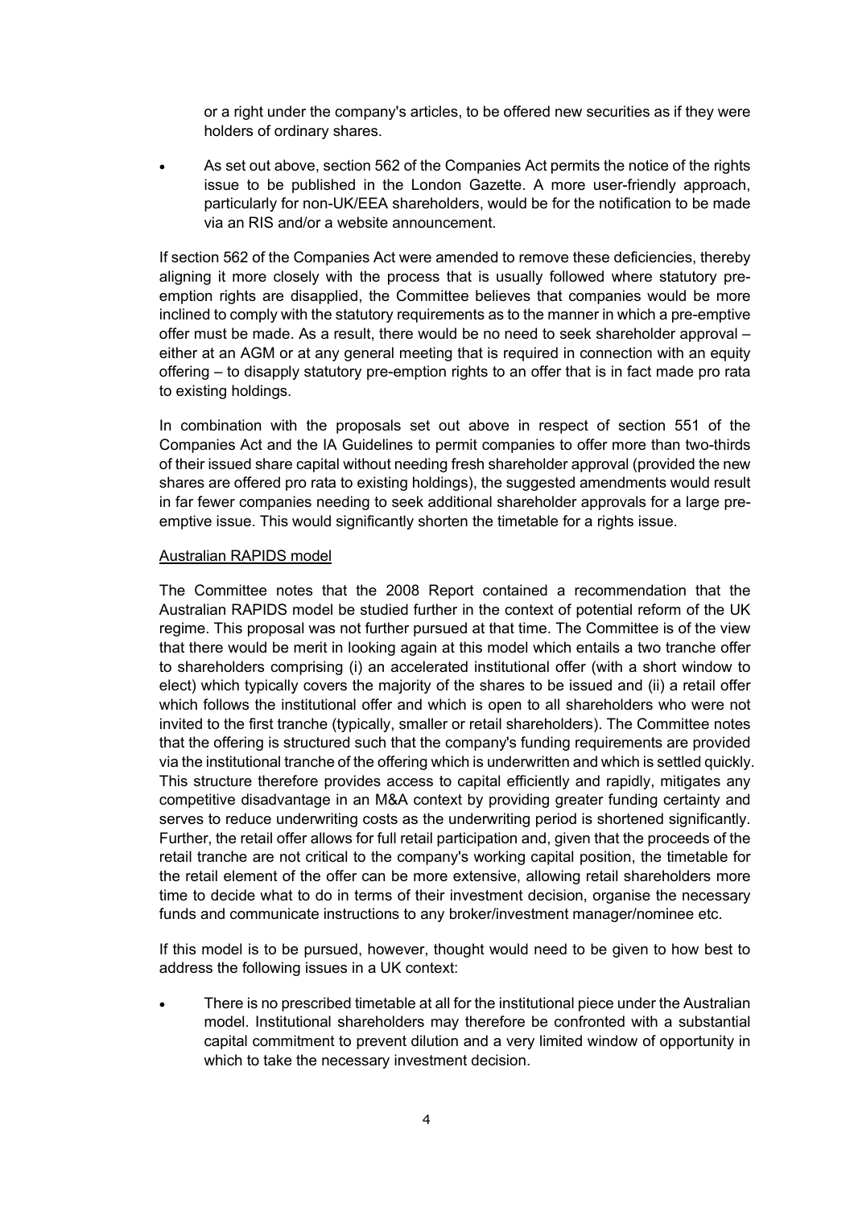or a right under the company's articles, to be offered new securities as if they were holders of ordinary shares.

- As set out above, section 562 of the Companies Act permits the notice of the rights issue to be published in the London Gazette. A more user-friendly approach, particularly for non-UK/EEA shareholders, would be for the notification to be made via an RIS and/or a website announcement.

If section 562 of the Companies Act were amended to remove these deficiencies, thereby aligning it more closely with the process that is usually followed where statutory pre-emption rights are disapplied, the Committee believes that companies would be more inclined to comply with the statutory requirements as to the manner in which a pre-emptive offer must be made. As a result, there would be no need to seek shareholder approval – either at an AGM or at any general meeting that is required in connection with an equity offering – to disapply statutory pre-emption rights to an offer that is in fact made pro rata to existing holdings.

In combination with the proposals set out above in respect of section 551 of the Companies Act and the IA Guidelines to permit companies to offer more than two-thirds of their issued share capital without needing fresh shareholder approval (provided the new shares are offered pro rata to existing holdings), the suggested amendments would result in far fewer companies needing to seek additional shareholder approvals for a large pre-emptive issue. This would significantly shorten the timetable for a rights issue.

<u>Australian RAPIDS model</u>

The Committee notes that the 2008 Report contained a recommendation that the Australian RAPIDS model be studied further in the context of potential reform of the UK regime. This proposal was not further pursued at that time. The Committee is of the view that there would be merit in looking again at this model which entails a two tranche offer to shareholders comprising (i) an accelerated institutional offer (with a short window to elect) which typically covers the majority of the shares to be issued and (ii) a retail offer which follows the institutional offer and which is open to all shareholders who were not invited to the first tranche (typically, smaller or retail shareholders). The Committee notes that the offering is structured such that the company's funding requirements are provided via the institutional tranche of the offering which is underwritten and which is settled quickly. This structure therefore provides access to capital efficiently and rapidly, mitigates any competitive disadvantage in an M&A context by providing greater funding certainty and serves to reduce underwriting costs as the underwriting period is shortened significantly. Further, the retail offer allows for full retail participation and, given that the proceeds of the retail tranche are not critical to the company's working capital position, the timetable for the retail element of the offer can be more extensive, allowing retail shareholders more time to decide what to do in terms of their investment decision, organise the necessary funds and communicate instructions to any broker/investment manager/nominee etc.

If this model is to be pursued, however, thought would need to be given to how best to address the following issues in a UK context:

- There is no prescribed timetable at all for the institutional piece under the Australian model. Institutional shareholders may therefore be confronted with a substantial capital commitment to prevent dilution and a very limited window of opportunity in which to take the necessary investment decision.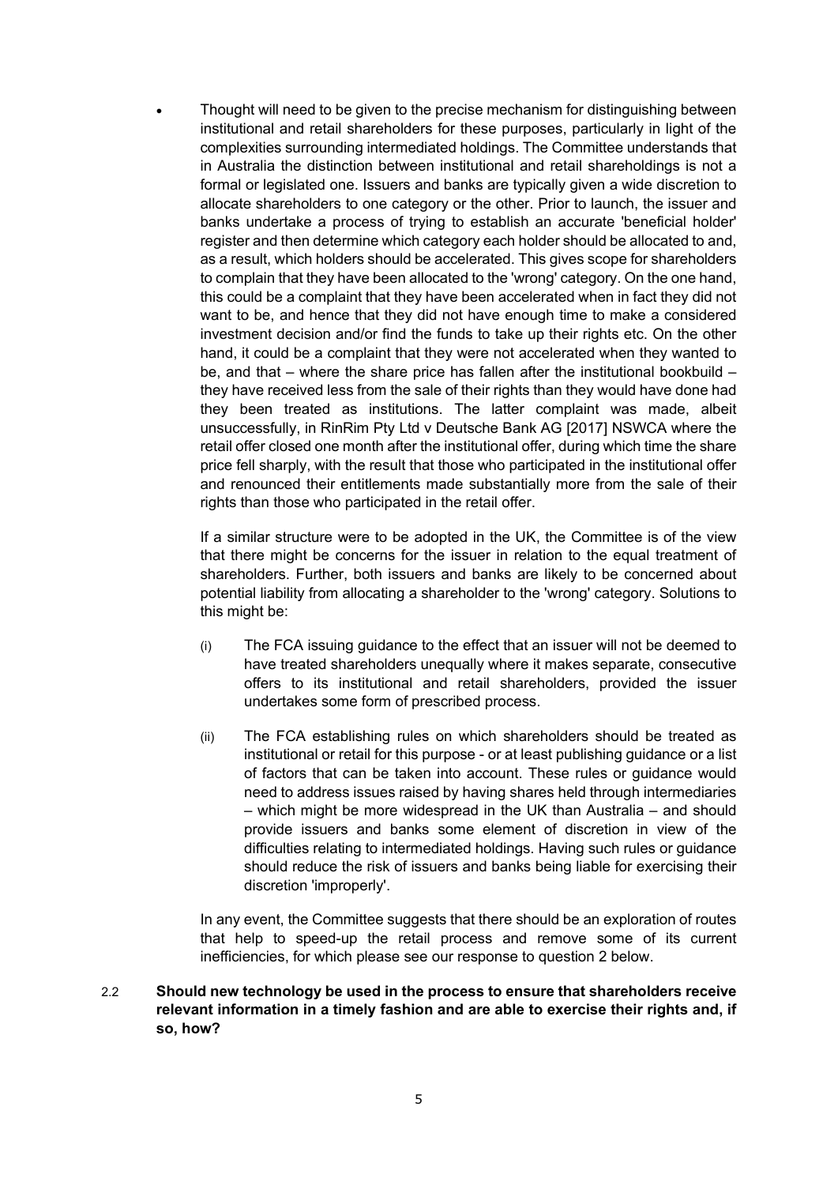- Thought will need to be given to the precise mechanism for distinguishing between institutional and retail shareholders for these purposes, particularly in light of the complexities surrounding intermediated holdings. The Committee understands that in Australia the distinction between institutional and retail shareholdings is not a formal or legislated one. Issuers and banks are typically given a wide discretion to allocate shareholders to one category or the other. Prior to launch, the issuer and banks undertake a process of trying to establish an accurate 'beneficial holder' register and then determine which category each holder should be allocated to and, as a result, which holders should be accelerated. This gives scope for shareholders to complain that they have been allocated to the 'wrong' category. On the one hand, this could be a complaint that they have been accelerated when in fact they did not want to be, and hence that they did not have enough time to make a considered investment decision and/or find the funds to take up their rights etc. On the other hand, it could be a complaint that they were not accelerated when they wanted to be, and that – where the share price has fallen after the institutional bookbuild – they have received less from the sale of their rights than they would have done had they been treated as institutions. The latter complaint was made, albeit unsuccessfully, in RinRim Pty Ltd v Deutsche Bank AG [2017] NSWCA where the retail offer closed one month after the institutional offer, during which time the share price fell sharply, with the result that those who participated in the institutional offer and renounced their entitlements made substantially more from the sale of their rights than those who participated in the retail offer.

  If a similar structure were to be adopted in the UK, the Committee is of the view that there might be concerns for the issuer in relation to the equal treatment of shareholders. Further, both issuers and banks are likely to be concerned about potential liability from allocating a shareholder to the 'wrong' category. Solutions to this might be:

  (i) The FCA issuing guidance to the effect that an issuer will not be deemed to have treated shareholders unequally where it makes separate, consecutive offers to its institutional and retail shareholders, provided the issuer undertakes some form of prescribed process.

  (ii) The FCA establishing rules on which shareholders should be treated as institutional or retail for this purpose - or at least publishing guidance or a list of factors that can be taken into account. These rules or guidance would need to address issues raised by having shares held through intermediaries – which might be more widespread in the UK than Australia – and should provide issuers and banks some element of discretion in view of the difficulties relating to intermediated holdings. Having such rules or guidance should reduce the risk of issuers and banks being liable for exercising their discretion 'improperly'.

  In any event, the Committee suggests that there should be an exploration of routes that help to speed-up the retail process and remove some of its current inefficiencies, for which please see our response to question 2 below.

2.2 **Should new technology be used in the process to ensure that shareholders receive relevant information in a timely fashion and are able to exercise their rights and, if so, how?**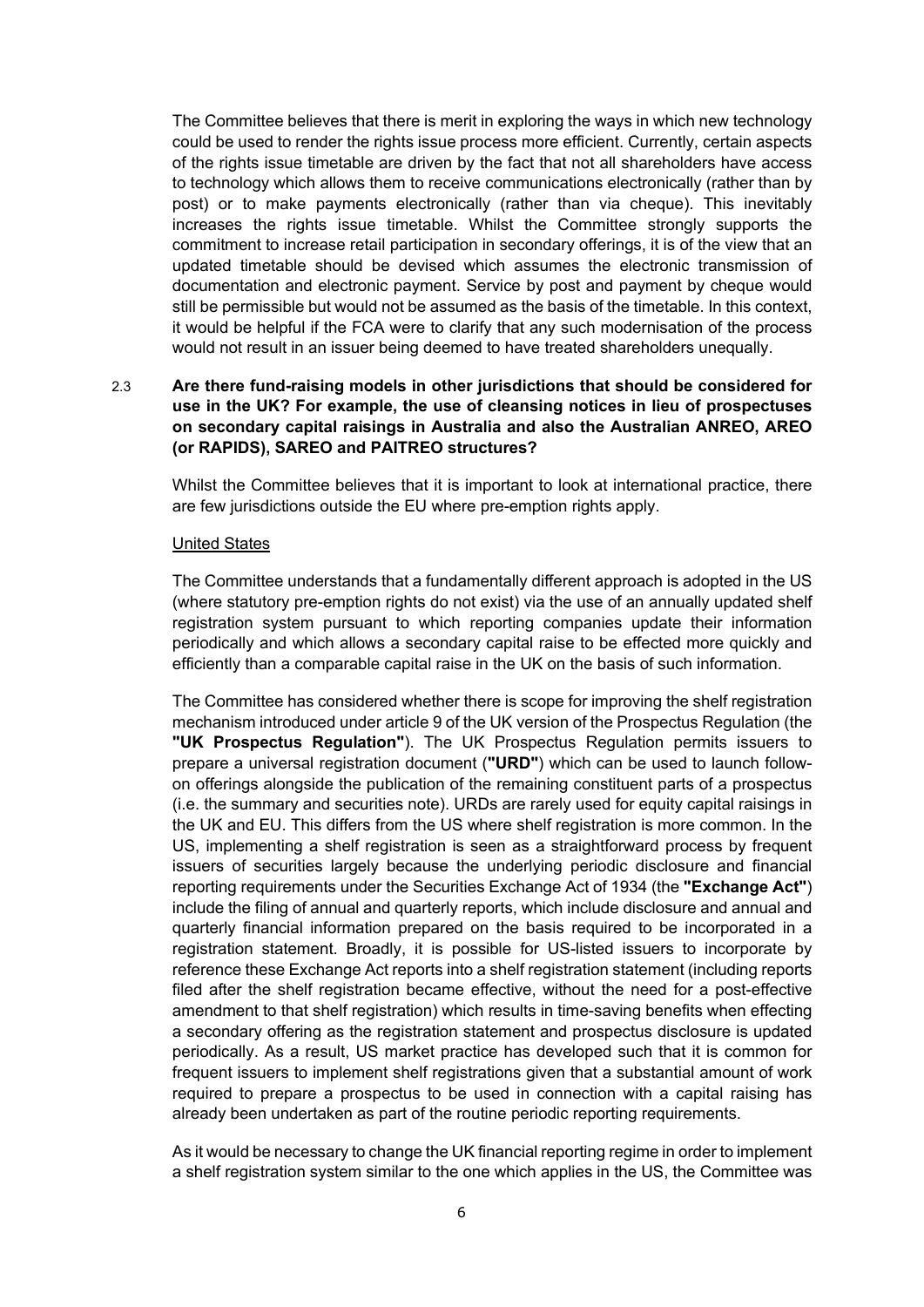The Committee believes that there is merit in exploring the ways in which new technology could be used to render the rights issue process more efficient. Currently, certain aspects of the rights issue timetable are driven by the fact that not all shareholders have access to technology which allows them to receive communications electronically (rather than by post) or to make payments electronically (rather than via cheque). This inevitably increases the rights issue timetable. Whilst the Committee strongly supports the commitment to increase retail participation in secondary offerings, it is of the view that an updated timetable should be devised which assumes the electronic transmission of documentation and electronic payment. Service by post and payment by cheque would still be permissible but would not be assumed as the basis of the timetable. In this context, it would be helpful if the FCA were to clarify that any such modernisation of the process would not result in an issuer being deemed to have treated shareholders unequally.

2.3 **Are there fund-raising models in other jurisdictions that should be considered for use in the UK? For example, the use of cleansing notices in lieu of prospectuses on secondary capital raisings in Australia and also the Australian ANREO, AREO (or RAPIDS), SAREO and PAITREO structures?**

Whilst the Committee believes that it is important to look at international practice, there are few jurisdictions outside the EU where pre-emption rights apply.

<u>United States</u>

The Committee understands that a fundamentally different approach is adopted in the US (where statutory pre-emption rights do not exist) via the use of an annually updated shelf registration system pursuant to which reporting companies update their information periodically and which allows a secondary capital raise to be effected more quickly and efficiently than a comparable capital raise in the UK on the basis of such information.

The Committee has considered whether there is scope for improving the shelf registration mechanism introduced under article 9 of the UK version of the Prospectus Regulation (the **"UK Prospectus Regulation"**). The UK Prospectus Regulation permits issuers to prepare a universal registration document (**"URD"**) which can be used to launch follow-on offerings alongside the publication of the remaining constituent parts of a prospectus (i.e. the summary and securities note). URDs are rarely used for equity capital raisings in the UK and EU. This differs from the US where shelf registration is more common. In the US, implementing a shelf registration is seen as a straightforward process by frequent issuers of securities largely because the underlying periodic disclosure and financial reporting requirements under the Securities Exchange Act of 1934 (the **"Exchange Act"**) include the filing of annual and quarterly reports, which include disclosure and annual and quarterly financial information prepared on the basis required to be incorporated in a registration statement. Broadly, it is possible for US-listed issuers to incorporate by reference these Exchange Act reports into a shelf registration statement (including reports filed after the shelf registration became effective, without the need for a post-effective amendment to that shelf registration) which results in time-saving benefits when effecting a secondary offering as the registration statement and prospectus disclosure is updated periodically. As a result, US market practice has developed such that it is common for frequent issuers to implement shelf registrations given that a substantial amount of work required to prepare a prospectus to be used in connection with a capital raising has already been undertaken as part of the routine periodic reporting requirements.

As it would be necessary to change the UK financial reporting regime in order to implement a shelf registration system similar to the one which applies in the US, the Committee was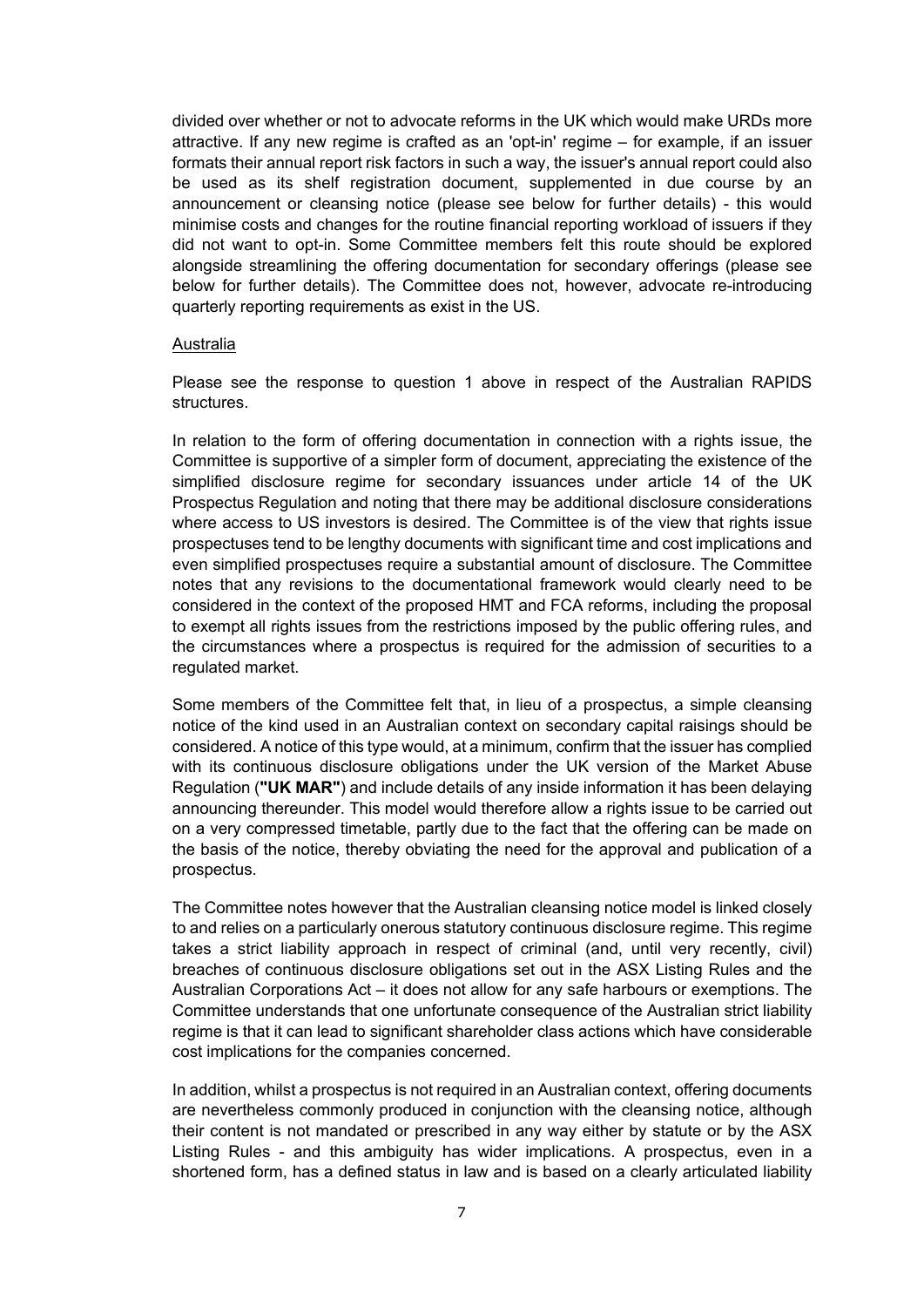divided over whether or not to advocate reforms in the UK which would make URDs more attractive. If any new regime is crafted as an 'opt-in' regime – for example, if an issuer formats their annual report risk factors in such a way, the issuer's annual report could also be used as its shelf registration document, supplemented in due course by an announcement or cleansing notice (please see below for further details) - this would minimise costs and changes for the routine financial reporting workload of issuers if they did not want to opt-in. Some Committee members felt this route should be explored alongside streamlining the offering documentation for secondary offerings (please see below for further details). The Committee does not, however, advocate re-introducing quarterly reporting requirements as exist in the US.

Australia

Please see the response to question 1 above in respect of the Australian RAPIDS structures.

In relation to the form of offering documentation in connection with a rights issue, the Committee is supportive of a simpler form of document, appreciating the existence of the simplified disclosure regime for secondary issuances under article 14 of the UK Prospectus Regulation and noting that there may be additional disclosure considerations where access to US investors is desired. The Committee is of the view that rights issue prospectuses tend to be lengthy documents with significant time and cost implications and even simplified prospectuses require a substantial amount of disclosure. The Committee notes that any revisions to the documentational framework would clearly need to be considered in the context of the proposed HMT and FCA reforms, including the proposal to exempt all rights issues from the restrictions imposed by the public offering rules, and the circumstances where a prospectus is required for the admission of securities to a regulated market.

Some members of the Committee felt that, in lieu of a prospectus, a simple cleansing notice of the kind used in an Australian context on secondary capital raisings should be considered. A notice of this type would, at a minimum, confirm that the issuer has complied with its continuous disclosure obligations under the UK version of the Market Abuse Regulation (**"UK MAR"**) and include details of any inside information it has been delaying announcing thereunder. This model would therefore allow a rights issue to be carried out on a very compressed timetable, partly due to the fact that the offering can be made on the basis of the notice, thereby obviating the need for the approval and publication of a prospectus.

The Committee notes however that the Australian cleansing notice model is linked closely to and relies on a particularly onerous statutory continuous disclosure regime. This regime takes a strict liability approach in respect of criminal (and, until very recently, civil) breaches of continuous disclosure obligations set out in the ASX Listing Rules and the Australian Corporations Act – it does not allow for any safe harbours or exemptions. The Committee understands that one unfortunate consequence of the Australian strict liability regime is that it can lead to significant shareholder class actions which have considerable cost implications for the companies concerned.

In addition, whilst a prospectus is not required in an Australian context, offering documents are nevertheless commonly produced in conjunction with the cleansing notice, although their content is not mandated or prescribed in any way either by statute or by the ASX Listing Rules - and this ambiguity has wider implications. A prospectus, even in a shortened form, has a defined status in law and is based on a clearly articulated liability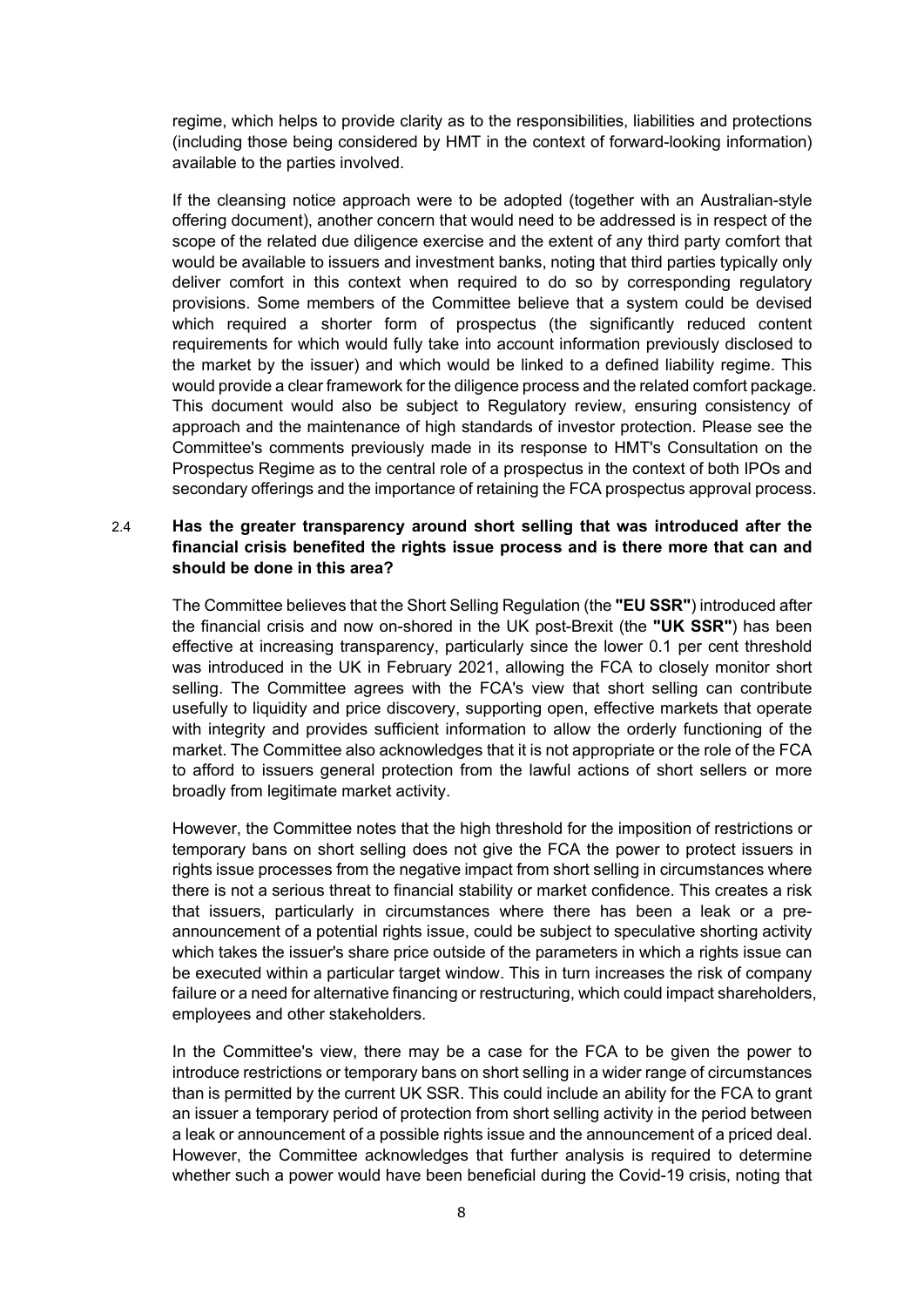regime, which helps to provide clarity as to the responsibilities, liabilities and protections (including those being considered by HMT in the context of forward-looking information) available to the parties involved.

If the cleansing notice approach were to be adopted (together with an Australian-style offering document), another concern that would need to be addressed is in respect of the scope of the related due diligence exercise and the extent of any third party comfort that would be available to issuers and investment banks, noting that third parties typically only deliver comfort in this context when required to do so by corresponding regulatory provisions. Some members of the Committee believe that a system could be devised which required a shorter form of prospectus (the significantly reduced content requirements for which would fully take into account information previously disclosed to the market by the issuer) and which would be linked to a defined liability regime. This would provide a clear framework for the diligence process and the related comfort package. This document would also be subject to Regulatory review, ensuring consistency of approach and the maintenance of high standards of investor protection. Please see the Committee's comments previously made in its response to HMT's Consultation on the Prospectus Regime as to the central role of a prospectus in the context of both IPOs and secondary offerings and the importance of retaining the FCA prospectus approval process.

2.4 **Has the greater transparency around short selling that was introduced after the financial crisis benefited the rights issue process and is there more that can and should be done in this area?**

The Committee believes that the Short Selling Regulation (the **"EU SSR"**) introduced after the financial crisis and now on-shored in the UK post-Brexit (the **"UK SSR"**) has been effective at increasing transparency, particularly since the lower 0.1 per cent threshold was introduced in the UK in February 2021, allowing the FCA to closely monitor short selling. The Committee agrees with the FCA's view that short selling can contribute usefully to liquidity and price discovery, supporting open, effective markets that operate with integrity and provides sufficient information to allow the orderly functioning of the market. The Committee also acknowledges that it is not appropriate or the role of the FCA to afford to issuers general protection from the lawful actions of short sellers or more broadly from legitimate market activity.

However, the Committee notes that the high threshold for the imposition of restrictions or temporary bans on short selling does not give the FCA the power to protect issuers in rights issue processes from the negative impact from short selling in circumstances where there is not a serious threat to financial stability or market confidence. This creates a risk that issuers, particularly in circumstances where there has been a leak or a pre-announcement of a potential rights issue, could be subject to speculative shorting activity which takes the issuer's share price outside of the parameters in which a rights issue can be executed within a particular target window. This in turn increases the risk of company failure or a need for alternative financing or restructuring, which could impact shareholders, employees and other stakeholders.

In the Committee's view, there may be a case for the FCA to be given the power to introduce restrictions or temporary bans on short selling in a wider range of circumstances than is permitted by the current UK SSR. This could include an ability for the FCA to grant an issuer a temporary period of protection from short selling activity in the period between a leak or announcement of a possible rights issue and the announcement of a priced deal. However, the Committee acknowledges that further analysis is required to determine whether such a power would have been beneficial during the Covid-19 crisis, noting that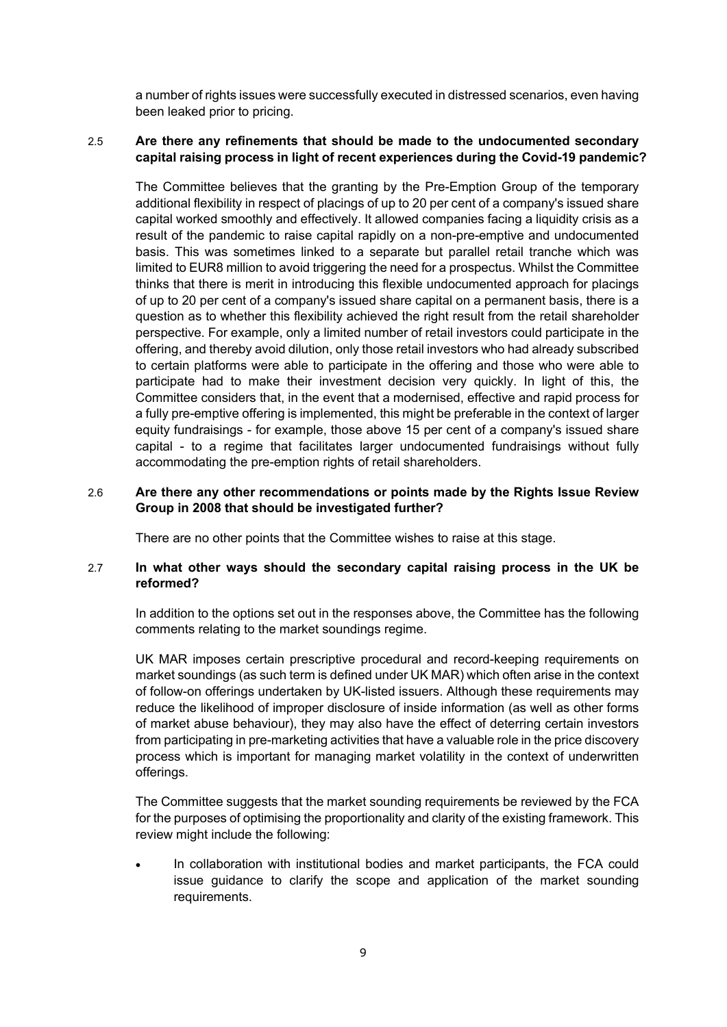a number of rights issues were successfully executed in distressed scenarios, even having been leaked prior to pricing.

2.5 **Are there any refinements that should be made to the undocumented secondary capital raising process in light of recent experiences during the Covid-19 pandemic?**

The Committee believes that the granting by the Pre-Emption Group of the temporary additional flexibility in respect of placings of up to 20 per cent of a company's issued share capital worked smoothly and effectively. It allowed companies facing a liquidity crisis as a result of the pandemic to raise capital rapidly on a non-pre-emptive and undocumented basis. This was sometimes linked to a separate but parallel retail tranche which was limited to EUR8 million to avoid triggering the need for a prospectus. Whilst the Committee thinks that there is merit in introducing this flexible undocumented approach for placings of up to 20 per cent of a company's issued share capital on a permanent basis, there is a question as to whether this flexibility achieved the right result from the retail shareholder perspective. For example, only a limited number of retail investors could participate in the offering, and thereby avoid dilution, only those retail investors who had already subscribed to certain platforms were able to participate in the offering and those who were able to participate had to make their investment decision very quickly. In light of this, the Committee considers that, in the event that a modernised, effective and rapid process for a fully pre-emptive offering is implemented, this might be preferable in the context of larger equity fundraisings - for example, those above 15 per cent of a company's issued share capital - to a regime that facilitates larger undocumented fundraisings without fully accommodating the pre-emption rights of retail shareholders.

2.6 **Are there any other recommendations or points made by the Rights Issue Review Group in 2008 that should be investigated further?**

There are no other points that the Committee wishes to raise at this stage.

2.7 **In what other ways should the secondary capital raising process in the UK be reformed?**

In addition to the options set out in the responses above, the Committee has the following comments relating to the market soundings regime.

UK MAR imposes certain prescriptive procedural and record-keeping requirements on market soundings (as such term is defined under UK MAR) which often arise in the context of follow-on offerings undertaken by UK-listed issuers. Although these requirements may reduce the likelihood of improper disclosure of inside information (as well as other forms of market abuse behaviour), they may also have the effect of deterring certain investors from participating in pre-marketing activities that have a valuable role in the price discovery process which is important for managing market volatility in the context of underwritten offerings.

The Committee suggests that the market sounding requirements be reviewed by the FCA for the purposes of optimising the proportionality and clarity of the existing framework. This review might include the following:

- In collaboration with institutional bodies and market participants, the FCA could issue guidance to clarify the scope and application of the market sounding requirements.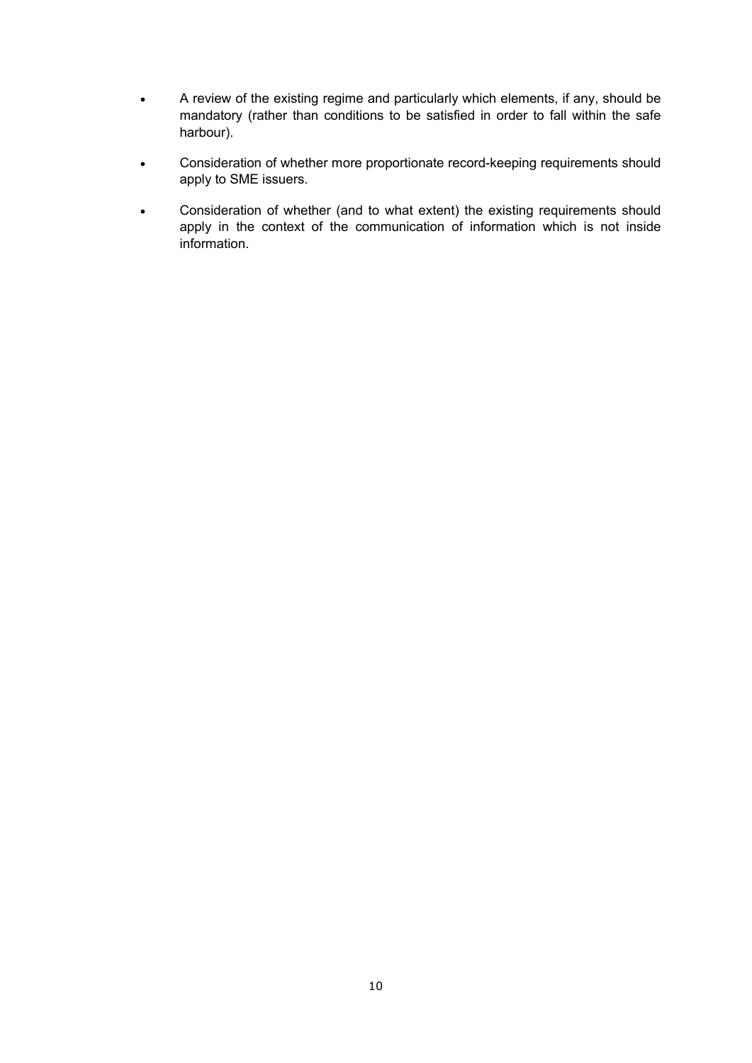- A review of the existing regime and particularly which elements, if any, should be mandatory (rather than conditions to be satisfied in order to fall within the safe harbour).
- Consideration of whether more proportionate record-keeping requirements should apply to SME issuers.
- Consideration of whether (and to what extent) the existing requirements should apply in the context of the communication of information which is not inside information.